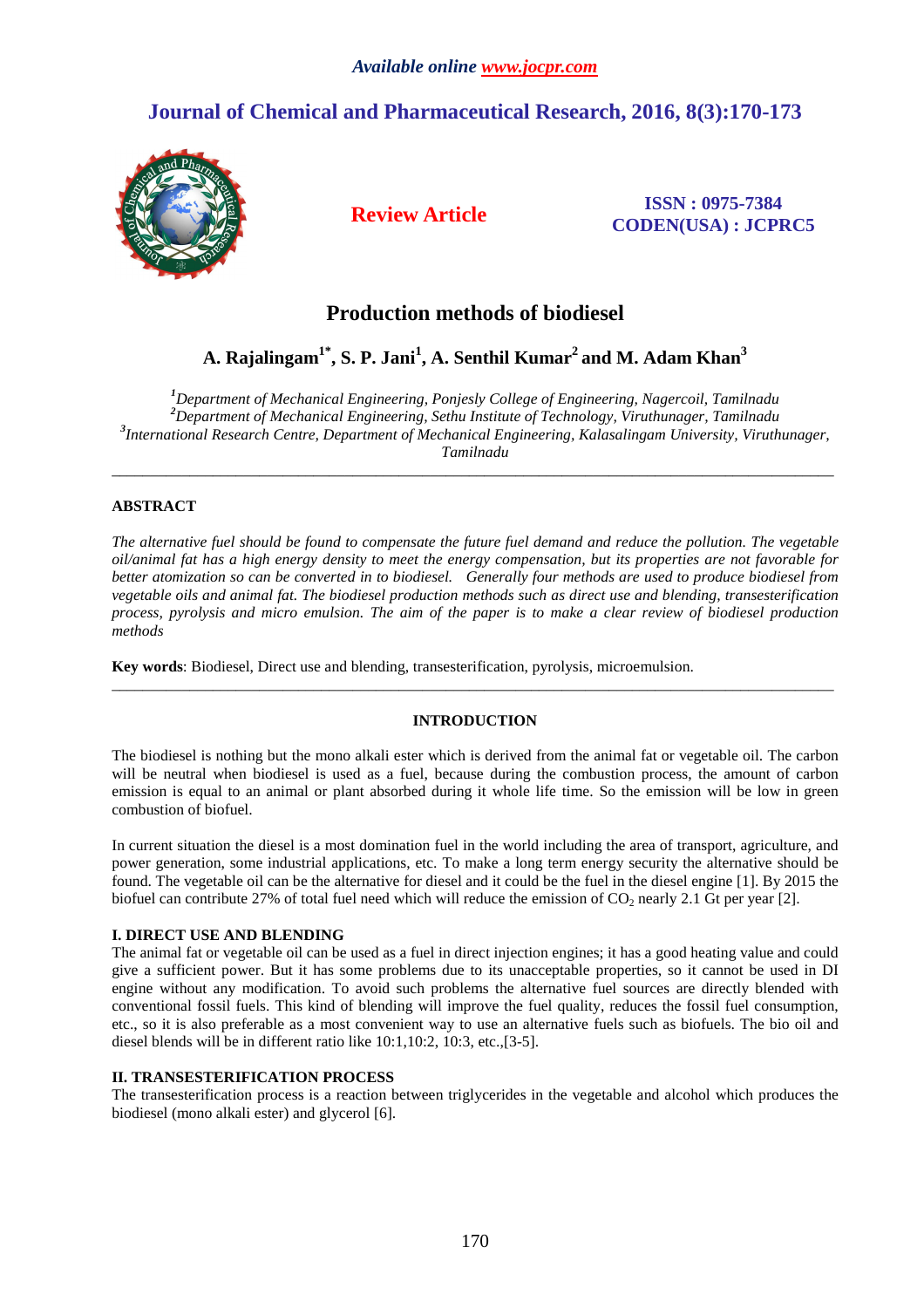*Available online www.jocpr.com*

# Journal of Chemical and Pharmaceutical Research, 2016, 8(3):170-173

**Review Article**

**ISSN : 0975-7384**
**CODEN(USA) : JCPRC5**

## Production methods of biodiesel

**A. Rajalingam[1*], S. P. Jani[1], A. Senthil Kumar[2] and M. Adam Khan[3]**

*[1]Department of Mechanical Engineering, Ponjesly College of Engineering, Nagercoil, Tamilnadu*
*[2]Department of Mechanical Engineering, Sethu Institute of Technology, Viruthunager, Tamilnadu*
*[3]International Research Centre, Department of Mechanical Engineering, Kalasalingam University, Viruthunager, Tamilnadu*

---

**ABSTRACT**

*The alternative fuel should be found to compensate the future fuel demand and reduce the pollution. The vegetable oil/animal fat has a high energy density to meet the energy compensation, but its properties are not favorable for better atomization so can be converted in to biodiesel. Generally four methods are used to produce biodiesel from vegetable oils and animal fat. The biodiesel production methods such as direct use and blending, transesterification process, pyrolysis and micro emulsion. The aim of the paper is to make a clear review of biodiesel production methods*

**Key words**: Biodiesel, Direct use and blending, transesterification, pyrolysis, microemulsion.

---

**INTRODUCTION**

The biodiesel is nothing but the mono alkali ester which is derived from the animal fat or vegetable oil. The carbon will be neutral when biodiesel is used as a fuel, because during the combustion process, the amount of carbon emission is equal to an animal or plant absorbed during it whole life time. So the emission will be low in green combustion of biofuel.

In current situation the diesel is a most domination fuel in the world including the area of transport, agriculture, and power generation, some industrial applications, etc. To make a long term energy security the alternative should be found. The vegetable oil can be the alternative for diesel and it could be the fuel in the diesel engine [1]. By 2015 the biofuel can contribute 27% of total fuel need which will reduce the emission of $CO_2$ nearly 2.1 Gt per year [2].

**I. DIRECT USE AND BLENDING**

The animal fat or vegetable oil can be used as a fuel in direct injection engines; it has a good heating value and could give a sufficient power. But it has some problems due to its unacceptable properties, so it cannot be used in DI engine without any modification. To avoid such problems the alternative fuel sources are directly blended with conventional fossil fuels. This kind of blending will improve the fuel quality, reduces the fossil fuel consumption, etc., so it is also preferable as a most convenient way to use an alternative fuels such as biofuels. The bio oil and diesel blends will be in different ratio like 10:1,10:2, 10:3, etc.,[3-5].

**II. TRANSESTERIFICATION PROCESS**

The transesterification process is a reaction between triglycerides in the vegetable and alcohol which produces the biodiesel (mono alkali ester) and glycerol [6].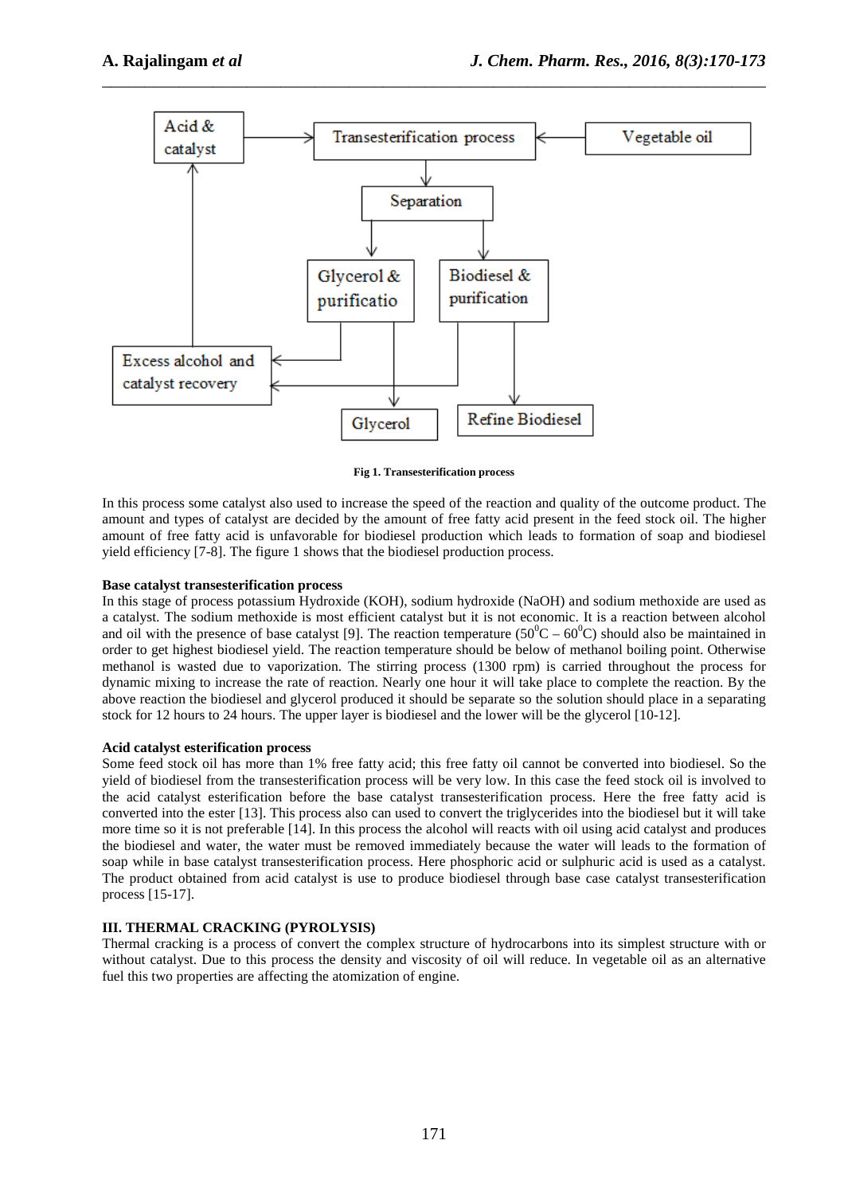Fig 1. Transesterification process

In this process some catalyst also used to increase the speed of the reaction and quality of the outcome product. The amount and types of catalyst are decided by the amount of free fatty acid present in the feed stock oil. The higher amount of free fatty acid is unfavorable for biodiesel production which leads to formation of soap and biodiesel yield efficiency [7-8]. The figure 1 shows that the biodiesel production process.

**Base catalyst transesterification process**

In this stage of process potassium Hydroxide (KOH), sodium hydroxide (NaOH) and sodium methoxide are used as a catalyst. The sodium methoxide is most efficient catalyst but it is not economic. It is a reaction between alcohol and oil with the presence of base catalyst [9]. The reaction temperature ($50^0$C – $60^0$C) should also be maintained in order to get highest biodiesel yield. The reaction temperature should be below of methanol boiling point. Otherwise methanol is wasted due to vaporization. The stirring process (1300 rpm) is carried throughout the process for dynamic mixing to increase the rate of reaction. Nearly one hour it will take place to complete the reaction. By the above reaction the biodiesel and glycerol produced it should be separate so the solution should place in a separating stock for 12 hours to 24 hours. The upper layer is biodiesel and the lower will be the glycerol [10-12].

**Acid catalyst esterification process**

Some feed stock oil has more than 1% free fatty acid; this free fatty oil cannot be converted into biodiesel. So the yield of biodiesel from the transesterification process will be very low. In this case the feed stock oil is involved to the acid catalyst esterification before the base catalyst transesterification process. Here the free fatty acid is converted into the ester [13]. This process also can used to convert the triglycerides into the biodiesel but it will take more time so it is not preferable [14]. In this process the alcohol will reacts with oil using acid catalyst and produces the biodiesel and water, the water must be removed immediately because the water will leads to the formation of soap while in base catalyst transesterification process. Here phosphoric acid or sulphuric acid is used as a catalyst. The product obtained from acid catalyst is use to produce biodiesel through base case catalyst transesterification process [15-17].

## III. THERMAL CRACKING (PYROLYSIS)

Thermal cracking is a process of convert the complex structure of hydrocarbons into its simplest structure with or without catalyst. Due to this process the density and viscosity of oil will reduce. In vegetable oil as an alternative fuel this two properties are affecting the atomization of engine.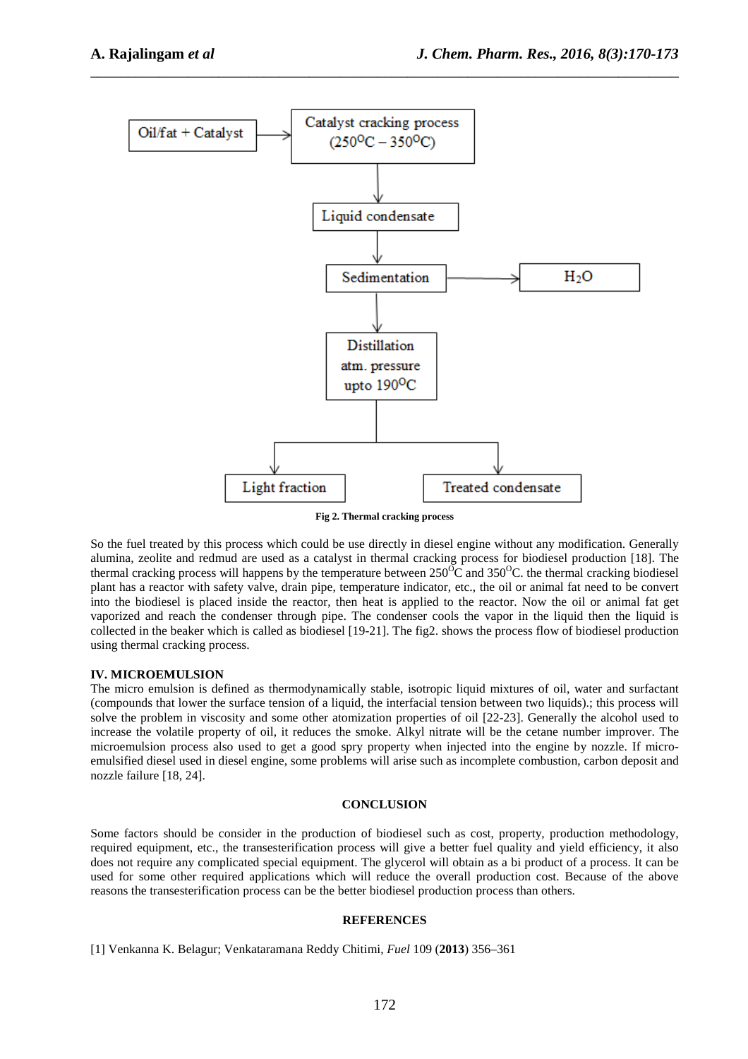Oil/fat + Catalyst → Catalyst cracking process (250°C – 350°C) → Liquid condensate → Sedimentation → $H_2O$

Sedimentation → Distillation atm. pressure upto 190°C → Light fraction / Treated condensate

**Fig 2. Thermal cracking process**

So the fuel treated by this process which could be use directly in diesel engine without any modification. Generally alumina, zeolite and redmud are used as a catalyst in thermal cracking process for biodiesel production [18]. The thermal cracking process will happens by the temperature between 250°C and 350°C. the thermal cracking biodiesel plant has a reactor with safety valve, drain pipe, temperature indicator, etc., the oil or animal fat need to be convert into the biodiesel is placed inside the reactor, then heat is applied to the reactor. Now the oil or animal fat get vaporized and reach the condenser through pipe. The condenser cools the vapor in the liquid then the liquid is collected in the beaker which is called as biodiesel [19-21]. The fig2. shows the process flow of biodiesel production using thermal cracking process.

## IV. MICROEMULSION

The micro emulsion is defined as thermodynamically stable, isotropic liquid mixtures of oil, water and surfactant (compounds that lower the surface tension of a liquid, the interfacial tension between two liquids).; this process will solve the problem in viscosity and some other atomization properties of oil [22-23]. Generally the alcohol used to increase the volatile property of oil, it reduces the smoke. Alkyl nitrate will be the cetane number improver. The microemulsion process also used to get a good spry property when injected into the engine by nozzle. If micro-emulsified diesel used in diesel engine, some problems will arise such as incomplete combustion, carbon deposit and nozzle failure [18, 24].

## CONCLUSION

Some factors should be consider in the production of biodiesel such as cost, property, production methodology, required equipment, etc., the transesterification process will give a better fuel quality and yield efficiency, it also does not require any complicated special equipment. The glycerol will obtain as a bi product of a process. It can be used for some other required applications which will reduce the overall production cost. Because of the above reasons the transesterification process can be the better biodiesel production process than others.

## REFERENCES

[1] Venkanna K. Belagur; Venkataramana Reddy Chitimi, *Fuel* 109 (**2013**) 356–361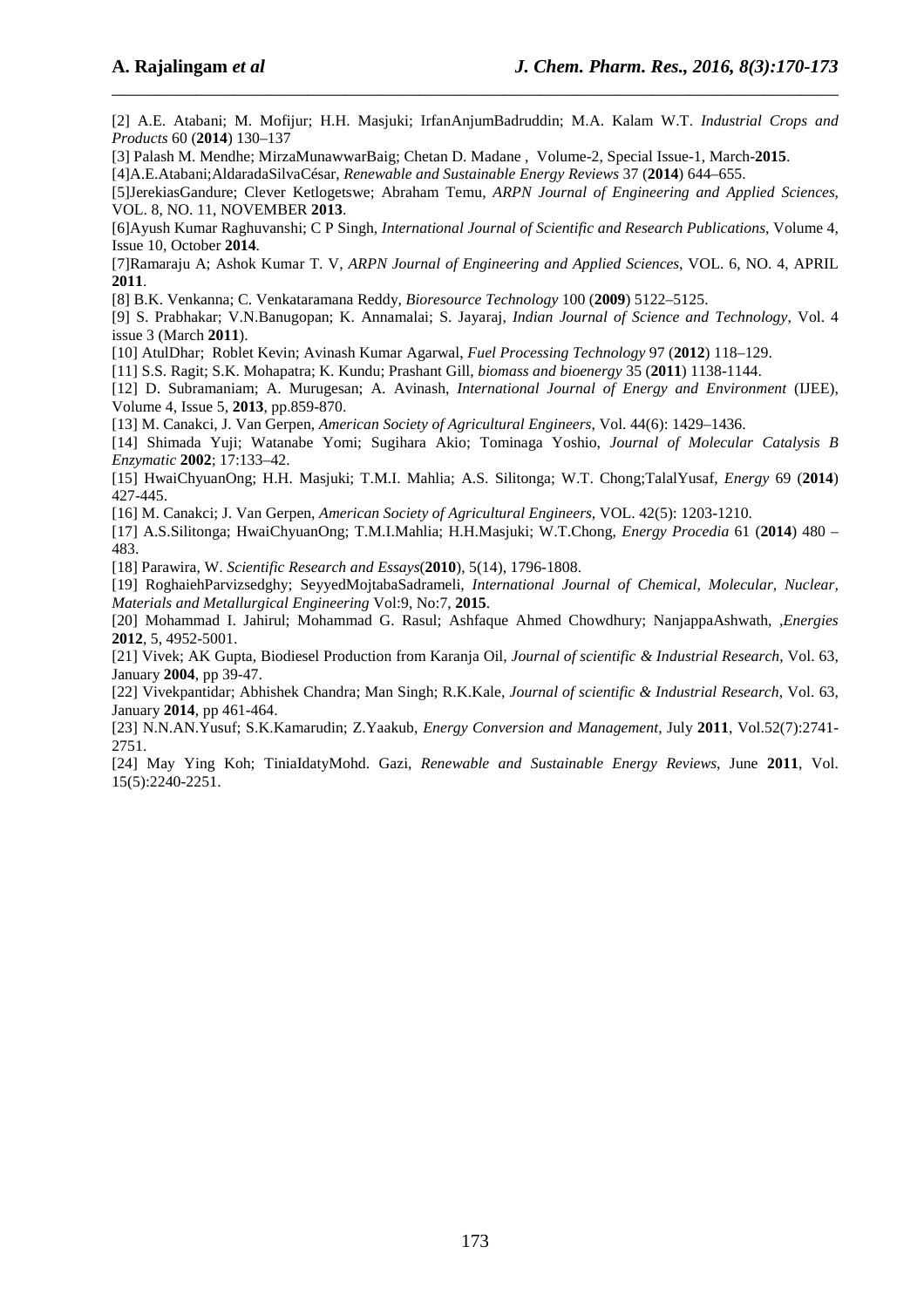[2] A.E. Atabani; M. Mofijur; H.H. Masjuki; IrfanAnjumBadruddin; M.A. Kalam W.T. *Industrial Crops and Products* 60 (**2014**) 130–137

[3] Palash M. Mendhe; MirzaMunawwarBaig; Chetan D. Madane , Volume-2, Special Issue-1, March-**2015**.

[4]A.E.Atabani;AldaradaSilvaCésar, *Renewable and Sustainable Energy Reviews* 37 (**2014**) 644–655.

[5]JerekiasGandure; Clever Ketlogetswe; Abraham Temu, *ARPN Journal of Engineering and Applied Sciences,* VOL. 8, NO. 11, NOVEMBER **2013**.

[6]Ayush Kumar Raghuvanshi; C P Singh, *International Journal of Scientific and Research Publications*, Volume 4, Issue 10, October **2014**.

[7]Ramaraju A; Ashok Kumar T. V, *ARPN Journal of Engineering and Applied Sciences*, VOL. 6, NO. 4, APRIL **2011**.

[8] B.K. Venkanna; C. Venkataramana Reddy, *Bioresource Technology* 100 (**2009**) 5122–5125.

[9] S. Prabhakar; V.N.Banugopan; K. Annamalai; S. Jayaraj, *Indian Journal of Science and Technology*, Vol. 4 issue 3 (March **2011**).

[10] AtulDhar; Roblet Kevin; Avinash Kumar Agarwal, *Fuel Processing Technology* 97 (**2012**) 118–129.

[11] S.S. Ragit; S.K. Mohapatra; K. Kundu; Prashant Gill, *biomass and bioenergy* 35 (**2011**) 1138-1144.

[12] D. Subramaniam; A. Murugesan; A. Avinash, *International Journal of Energy and Environment* (IJEE), Volume 4, Issue 5, **2013**, pp.859-870.

[13] M. Canakci, J. Van Gerpen, *American Society of Agricultural Engineers*, Vol. 44(6): 1429–1436.

[14] Shimada Yuji; Watanabe Yomi; Sugihara Akio; Tominaga Yoshio, *Journal of Molecular Catalysis B Enzymatic* **2002**; 17:133–42.

[15] HwaiChyuanOng; H.H. Masjuki; T.M.I. Mahlia; A.S. Silitonga; W.T. Chong;TalalYusaf, *Energy* 69 (**2014**) 427-445.

[16] M. Canakci; J. Van Gerpen, *American Society of Agricultural Engineers,* VOL. 42(5): 1203-1210.

[17] A.S.Silitonga; HwaiChyuanOng; T.M.I.Mahlia; H.H.Masjuki; W.T.Chong, *Energy Procedia* 61 (**2014**) 480 – 483.

[18] Parawira, W. *Scientific Research and Essays*(**2010**), 5(14), 1796-1808.

[19] RoghaiehParvizsedghy; SeyyedMojtabaSadrameli, *International Journal of Chemical, Molecular, Nuclear, Materials and Metallurgical Engineering* Vol:9, No:7, **2015**.

[20] Mohammad I. Jahirul; Mohammad G. Rasul; Ashfaque Ahmed Chowdhury; NanjappaAshwath, ,*Energies* **2012**, 5, 4952-5001.

[21] Vivek; AK Gupta, Biodiesel Production from Karanja Oil, *Journal of scientific & Industrial Research*, Vol. 63, January **2004**, pp 39-47.

[22] Vivekpantidar; Abhishek Chandra; Man Singh; R.K.Kale, *Journal of scientific & Industrial Research*, Vol. 63, January **2014**, pp 461-464.

[23] N.N.AN.Yusuf; S.K.Kamarudin; Z.Yaakub, *Energy Conversion and Management*, July **2011**, Vol.52(7):2741-2751.

[24] May Ying Koh; TiniaIdatyMohd. Gazi, *Renewable and Sustainable Energy Reviews*, June **2011**, Vol. 15(5):2240-2251.